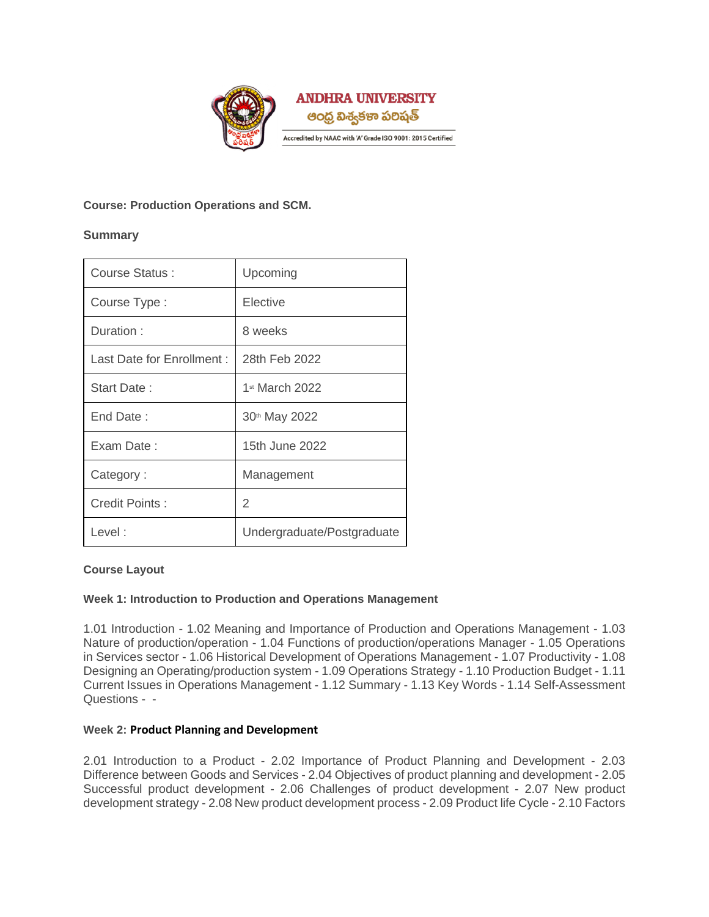**ANDHRA UNIVERSITY**
ఆంధ్ర విశ్వకళా పరిషత్
Accredited by NAAC with 'A' Grade ISO 9001: 2015 Certified

**Course: Production Operations and SCM.**

**Summary**

| Course Status : | Upcoming |
|---|---|
| Course Type : | Elective |
| Duration : | 8 weeks |
| Last Date for Enrollment : | 28th Feb 2022 |
| Start Date : | 1st March 2022 |
| End Date : | 30th May 2022 |
| Exam Date : | 15th June 2022 |
| Category : | Management |
| Credit Points : | 2 |
| Level : | Undergraduate/Postgraduate |

**Course Layout**

**Week 1: Introduction to Production and Operations Management**

1.01 Introduction - 1.02 Meaning and Importance of Production and Operations Management - 1.03 Nature of production/operation - 1.04 Functions of production/operations Manager - 1.05 Operations in Services sector - 1.06 Historical Development of Operations Management - 1.07 Productivity - 1.08 Designing an Operating/production system - 1.09 Operations Strategy - 1.10 Production Budget - 1.11 Current Issues in Operations Management - 1.12 Summary - 1.13 Key Words - 1.14 Self-Assessment Questions - -

**Week 2: Product Planning and Development**

2.01 Introduction to a Product - 2.02 Importance of Product Planning and Development - 2.03 Difference between Goods and Services - 2.04 Objectives of product planning and development - 2.05 Successful product development - 2.06 Challenges of product development - 2.07 New product development strategy - 2.08 New product development process - 2.09 Product life Cycle - 2.10 Factors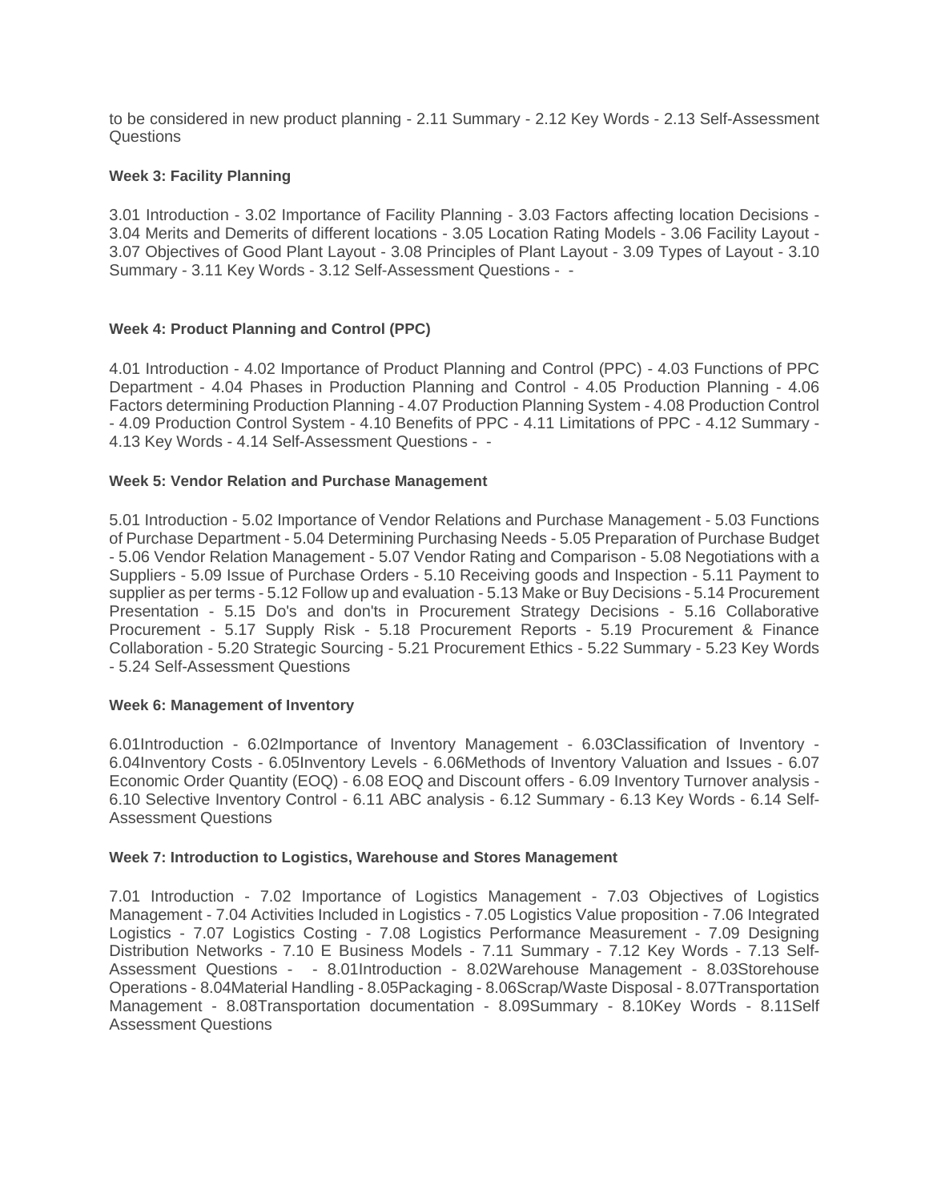to be considered in new product planning - 2.11 Summary - 2.12 Key Words - 2.13 Self-Assessment Questions

**Week 3: Facility Planning**

3.01 Introduction - 3.02 Importance of Facility Planning - 3.03 Factors affecting location Decisions - 3.04 Merits and Demerits of different locations - 3.05 Location Rating Models - 3.06 Facility Layout - 3.07 Objectives of Good Plant Layout - 3.08 Principles of Plant Layout - 3.09 Types of Layout - 3.10 Summary - 3.11 Key Words - 3.12 Self-Assessment Questions - -

**Week 4: Product Planning and Control (PPC)**

4.01 Introduction - 4.02 Importance of Product Planning and Control (PPC) - 4.03 Functions of PPC Department - 4.04 Phases in Production Planning and Control - 4.05 Production Planning - 4.06 Factors determining Production Planning - 4.07 Production Planning System - 4.08 Production Control - 4.09 Production Control System - 4.10 Benefits of PPC - 4.11 Limitations of PPC - 4.12 Summary - 4.13 Key Words - 4.14 Self-Assessment Questions - -

**Week 5: Vendor Relation and Purchase Management**

5.01 Introduction - 5.02 Importance of Vendor Relations and Purchase Management - 5.03 Functions of Purchase Department - 5.04 Determining Purchasing Needs - 5.05 Preparation of Purchase Budget - 5.06 Vendor Relation Management - 5.07 Vendor Rating and Comparison - 5.08 Negotiations with a Suppliers - 5.09 Issue of Purchase Orders - 5.10 Receiving goods and Inspection - 5.11 Payment to supplier as per terms - 5.12 Follow up and evaluation - 5.13 Make or Buy Decisions - 5.14 Procurement Presentation - 5.15 Do's and don'ts in Procurement Strategy Decisions - 5.16 Collaborative Procurement - 5.17 Supply Risk - 5.18 Procurement Reports - 5.19 Procurement & Finance Collaboration - 5.20 Strategic Sourcing - 5.21 Procurement Ethics - 5.22 Summary - 5.23 Key Words - 5.24 Self-Assessment Questions

**Week 6: Management of Inventory**

6.01Introduction - 6.02Importance of Inventory Management - 6.03Classification of Inventory - 6.04Inventory Costs - 6.05Inventory Levels - 6.06Methods of Inventory Valuation and Issues - 6.07 Economic Order Quantity (EOQ) - 6.08 EOQ and Discount offers - 6.09 Inventory Turnover analysis - 6.10 Selective Inventory Control - 6.11 ABC analysis - 6.12 Summary - 6.13 Key Words - 6.14 Self-Assessment Questions

**Week 7: Introduction to Logistics, Warehouse and Stores Management**

7.01 Introduction - 7.02 Importance of Logistics Management - 7.03 Objectives of Logistics Management - 7.04 Activities Included in Logistics - 7.05 Logistics Value proposition - 7.06 Integrated Logistics - 7.07 Logistics Costing - 7.08 Logistics Performance Measurement - 7.09 Designing Distribution Networks - 7.10 E Business Models - 7.11 Summary - 7.12 Key Words - 7.13 Self-Assessment Questions - - 8.01Introduction - 8.02Warehouse Management - 8.03Storehouse Operations - 8.04Material Handling - 8.05Packaging - 8.06Scrap/Waste Disposal - 8.07Transportation Management - 8.08Transportation documentation - 8.09Summary - 8.10Key Words - 8.11Self Assessment Questions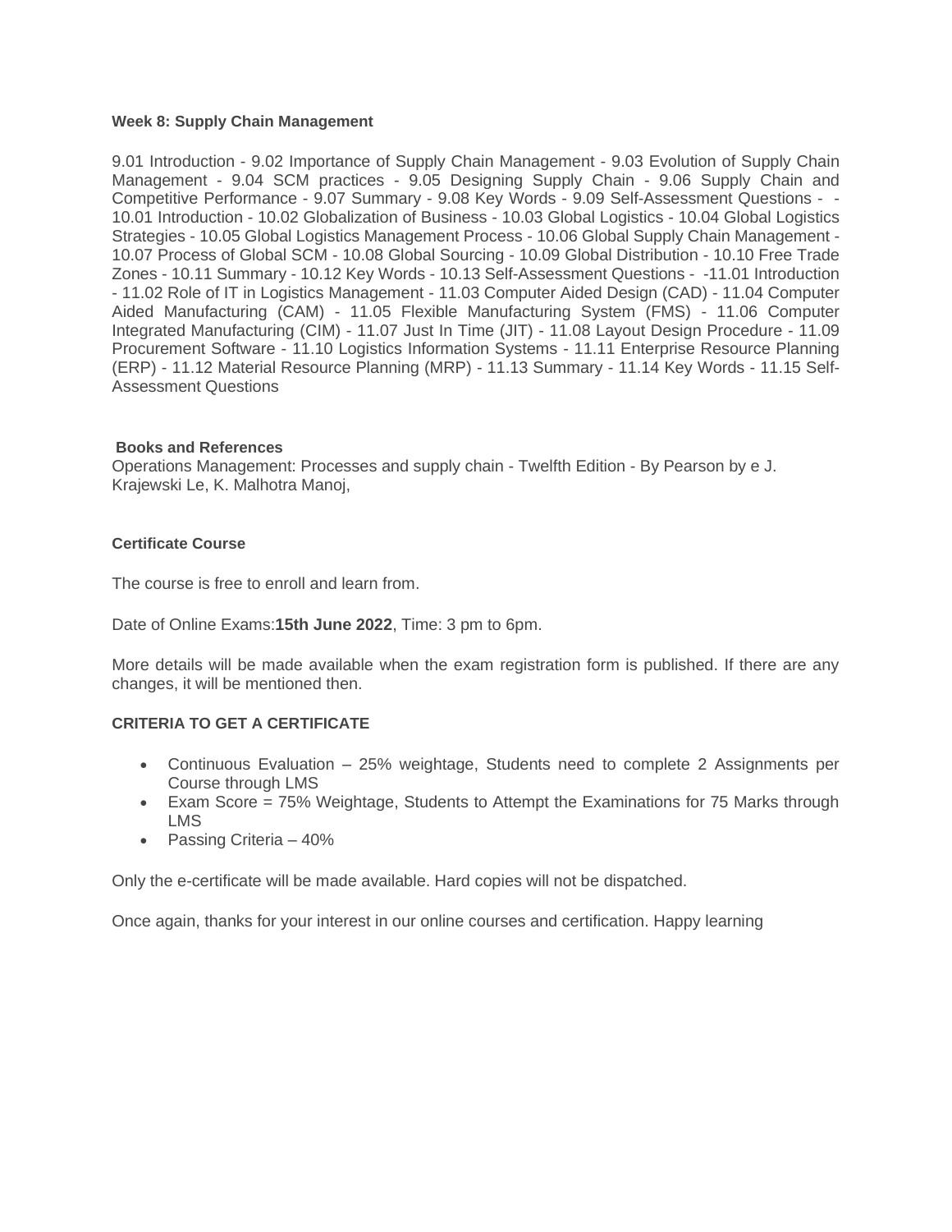**Week 8: Supply Chain Management**

9.01 Introduction - 9.02 Importance of Supply Chain Management - 9.03 Evolution of Supply Chain Management - 9.04 SCM practices - 9.05 Designing Supply Chain - 9.06 Supply Chain and Competitive Performance - 9.07 Summary - 9.08 Key Words - 9.09 Self-Assessment Questions - - 10.01 Introduction - 10.02 Globalization of Business - 10.03 Global Logistics - 10.04 Global Logistics Strategies - 10.05 Global Logistics Management Process - 10.06 Global Supply Chain Management - 10.07 Process of Global SCM - 10.08 Global Sourcing - 10.09 Global Distribution - 10.10 Free Trade Zones - 10.11 Summary - 10.12 Key Words - 10.13 Self-Assessment Questions - -11.01 Introduction - 11.02 Role of IT in Logistics Management - 11.03 Computer Aided Design (CAD) - 11.04 Computer Aided Manufacturing (CAM) - 11.05 Flexible Manufacturing System (FMS) - 11.06 Computer Integrated Manufacturing (CIM) - 11.07 Just In Time (JIT) - 11.08 Layout Design Procedure - 11.09 Procurement Software - 11.10 Logistics Information Systems - 11.11 Enterprise Resource Planning (ERP) - 11.12 Material Resource Planning (MRP) - 11.13 Summary - 11.14 Key Words - 11.15 Self-Assessment Questions

**Books and References**

Operations Management: Processes and supply chain - Twelfth Edition - By Pearson by e J. Krajewski Le, K. Malhotra Manoj,

**Certificate Course**

The course is free to enroll and learn from.

Date of Online Exams:**15th June 2022**, Time: 3 pm to 6pm.

More details will be made available when the exam registration form is published. If there are any changes, it will be mentioned then.

**CRITERIA TO GET A CERTIFICATE**

- Continuous Evaluation – 25% weightage, Students need to complete 2 Assignments per Course through LMS
- Exam Score = 75% Weightage, Students to Attempt the Examinations for 75 Marks through LMS
- Passing Criteria – 40%

Only the e-certificate will be made available. Hard copies will not be dispatched.

Once again, thanks for your interest in our online courses and certification. Happy learning